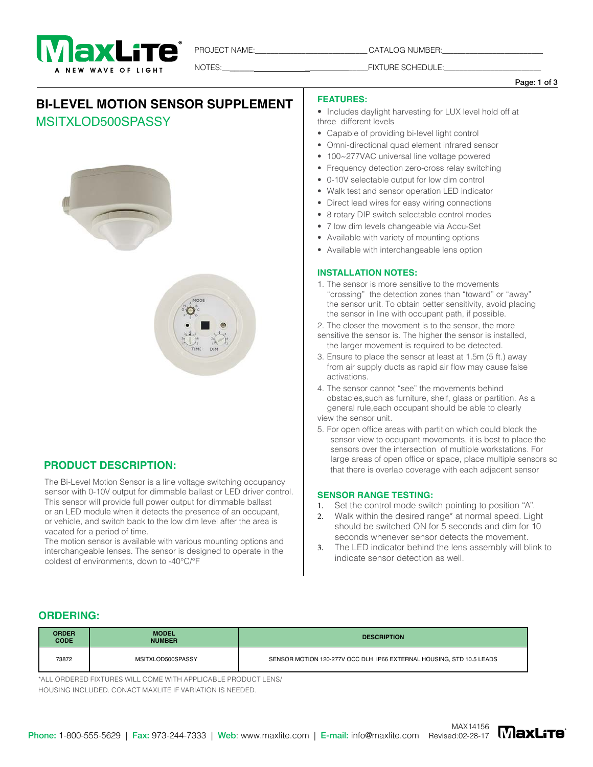PROJECT NAME:\_\_\_\_\_\_\_\_\_\_\_\_\_\_\_\_\_\_\_\_\_\_\_\_\_\_ CATALOG NUMBER:\_\_\_\_\_\_\_\_\_\_\_\_\_\_\_\_\_\_\_\_\_\_\_\_

NOTES:\_\_\_\_\_\_\_\_\_\_\_\_\_\_\_\_\_\_\_\_\_\_\_\_\_\_\_\_\_\_\_\_\_\_\_\_ FIXTURE SCHEDULE:\_\_\_\_\_\_\_\_\_\_\_\_\_\_\_\_\_\_\_\_\_\_\_\_

# BI-LEVEL MOTION SENSOR SUPPLEMENT

## MSITXLOD500SPASSY

## PRODUCT DESCRIPTION:

The Bi-Level Motion Sensor is a line voltage switching occupancy sensor with 0-10V output for dimmable ballast or LED driver control. This sensor will provide full power output for dimmable ballast or an LED module when it detects the presence of an occupant, or vehicle, and switch back to the low dim level after the area is vacated for a period of time.

The motion sensor is available with various mounting options and interchangeable lenses. The sensor is designed to operate in the coldest of environments, down to -40°C/°F

## FEATURES:

- Includes daylight harvesting for LUX level hold off at three different levels
- Capable of providing bi-level light control
- Omni-directional quad element infrared sensor
- 100~277VAC universal line voltage powered
- Frequency detection zero-cross relay switching
- 0-10V selectable output for low dim control
- Walk test and sensor operation LED indicator
- Direct lead wires for easy wiring connections
- 8 rotary DIP switch selectable control modes
- 7 low dim levels changeable via Accu-Set
- Available with variety of mounting options
- Available with interchangeable lens option

## INSTALLATION NOTES:

1. The sensor is more sensitive to the movements "crossing" the detection zones than "toward" or "away" the sensor unit. To obtain better sensitivity, avoid placing the sensor in line with occupant path, if possible.
2. The closer the movement is to the sensor, the more sensitive the sensor is. The higher the sensor is installed, the larger movement is required to be detected.
3. Ensure to place the sensor at least at 1.5m (5 ft.) away from air supply ducts as rapid air flow may cause false activations.
4. The sensor cannot "see" the movements behind obstacles,such as furniture, shelf, glass or partition. As a general rule,each occupant should be able to clearly view the sensor unit.
5. For open office areas with partition which could block the sensor view to occupant movements, it is best to place the sensors over the intersection of multiple workstations. For large areas of open office or space, place multiple sensors so that there is overlap coverage with each adjacent sensor

## SENSOR RANGE TESTING:

1. Set the control mode switch pointing to position "A".
2. Walk within the desired range* at normal speed. Light should be switched ON for 5 seconds and dim for 10 seconds whenever sensor detects the movement.
3. The LED indicator behind the lens assembly will blink to indicate sensor detection as well.

## ORDERING:

| ORDER CODE | MODEL NUMBER | DESCRIPTION |
|---|---|---|
| 73872 | MSITXLOD500SPASSY | SENSOR MOTION 120-277V OCC DLH IP66 EXTERNAL HOUSING, STD 10.5 LEADS |

*ALL ORDERED FIXTURES WILL COME WITH APPLICABLE PRODUCT LENS/HOUSING INCLUDED. CONACT MAXLITE IF VARIATION IS NEEDED.

**Phone:** 1-800-555-5629 | **Fax:** 973-244-7333 | **Web:** www.maxlite.com | **E-mail:** info@maxlite.com

MAX14156 Revised:02-28-17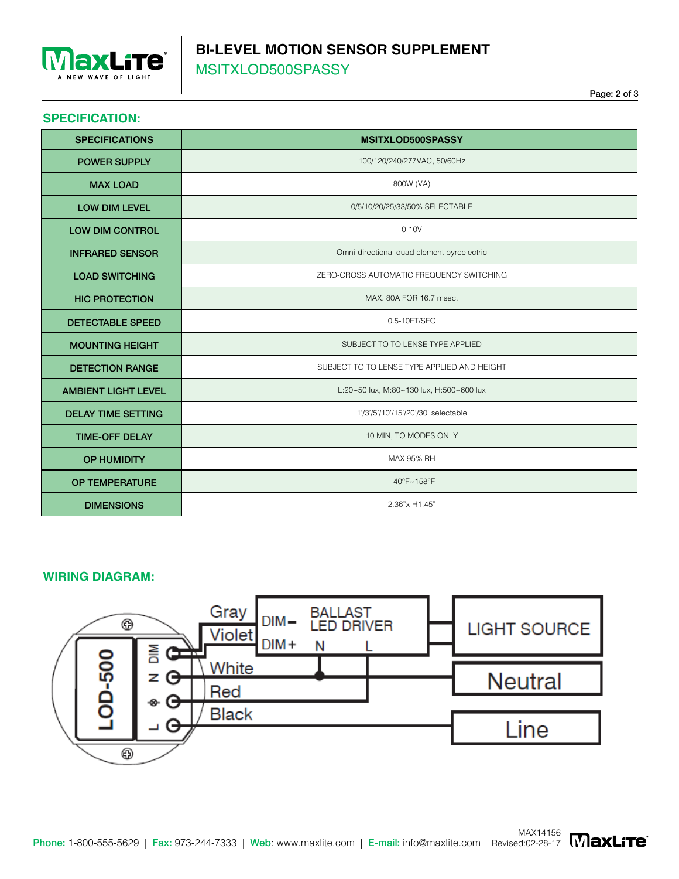## SPECIFICATION:

| SPECIFICATIONS | MSITXLOD500SPASSY |
|---|---|
| POWER SUPPLY | 100/120/240/277VAC, 50/60Hz |
| MAX LOAD | 800W (VA) |
| LOW DIM LEVEL | 0/5/10/20/25/33/50% SELECTABLE |
| LOW DIM CONTROL | 0-10V |
| INFRARED SENSOR | Omni-directional quad element pyroelectric |
| LOAD SWITCHING | ZERO-CROSS AUTOMATIC FREQUENCY SWITCHING |
| HIC PROTECTION | MAX. 80A FOR 16.7 msec. |
| DETECTABLE SPEED | 0.5-10FT/SEC |
| MOUNTING HEIGHT | SUBJECT TO TO LENSE TYPE APPLIED |
| DETECTION RANGE | SUBJECT TO TO LENSE TYPE APPLIED AND HEIGHT |
| AMBIENT LIGHT LEVEL | L:20~50 lux, M:80~130 lux, H:500~600 lux |
| DELAY TIME SETTING | 1'/3'/5'/10'/15'/20'/30' selectable |
| TIME-OFF DELAY | 10 MIN, TO MODES ONLY |
| OP HUMIDITY | MAX 95% RH |
| OP TEMPERATURE | -40°F~158°F |
| DIMENSIONS | 2.36"x H1.45" |

## WIRING DIAGRAM:

LOD-500: DIM, N, ⊗, L

Gray — DIM−; Violet — DIM+ (BALLAST LED DRIVER) → LIGHT SOURCE

White — N → Neutral

Red — L (BALLAST LED DRIVER)

Black — Line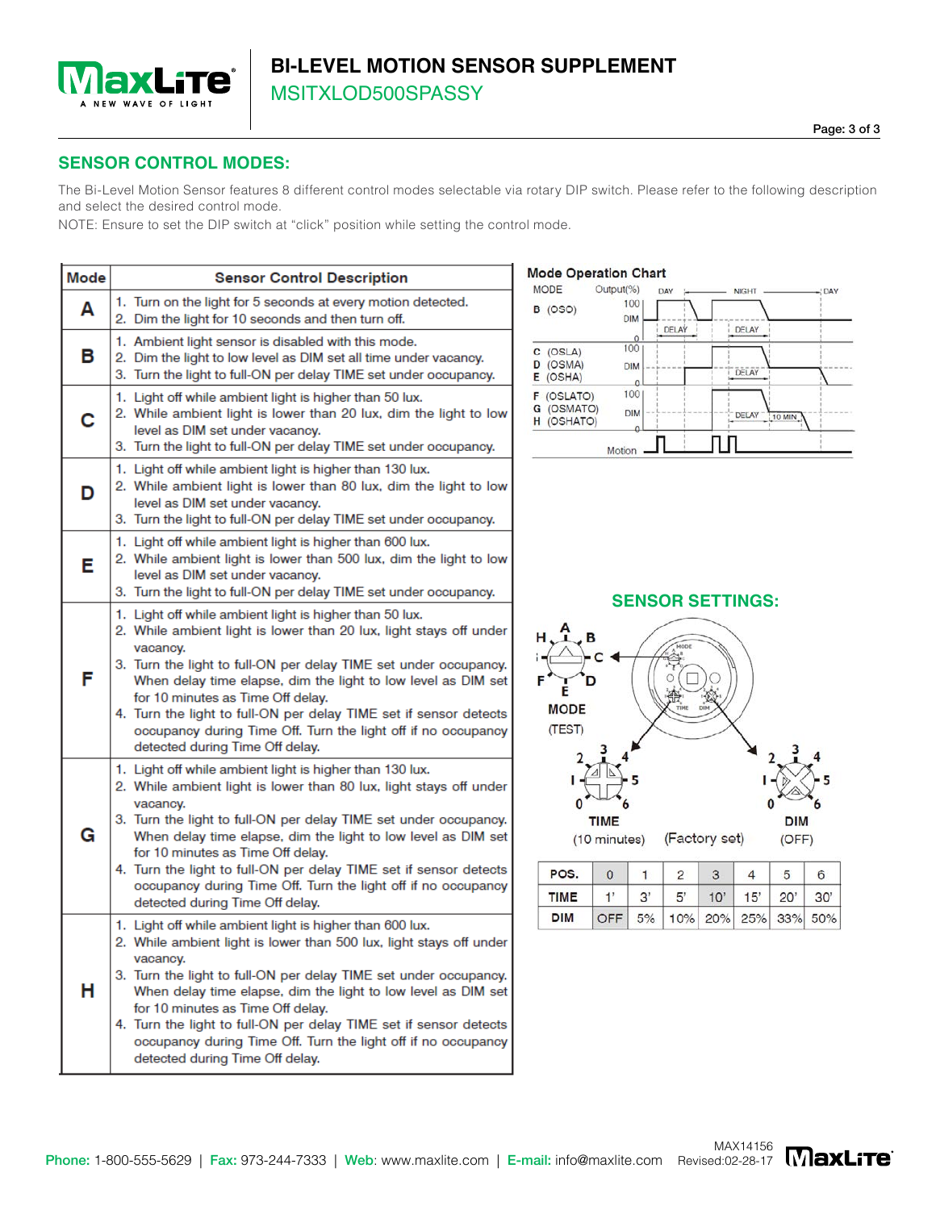# BI-LEVEL MOTION SENSOR SUPPLEMENT

MSITXLOD500SPASSY

## SENSOR CONTROL MODES:

The Bi-Level Motion Sensor features 8 different control modes selectable via rotary DIP switch. Please refer to the following description and select the desired control mode.

NOTE: Ensure to set the DIP switch at "click" position while setting the control mode.

| Mode | Sensor Control Description |
|---|---|
| A | 1. Turn on the light for 5 seconds at every motion detected.<br>2. Dim the light for 10 seconds and then turn off. |
| B | 1. Ambient light sensor is disabled with this mode.<br>2. Dim the light to low level as DIM set all time under vacancy.<br>3. Turn the light to full-ON per delay TIME set under occupancy. |
| C | 1. Light off while ambient light is higher than 50 lux.<br>2. While ambient light is lower than 20 lux, dim the light to low level as DIM set under vacancy.<br>3. Turn the light to full-ON per delay TIME set under occupancy. |
| D | 1. Light off while ambient light is higher than 130 lux.<br>2. While ambient light is lower than 80 lux, dim the light to low level as DIM set under vacancy.<br>3. Turn the light to full-ON per delay TIME set under occupancy. |
| E | 1. Light off while ambient light is higher than 600 lux.<br>2. While ambient light is lower than 500 lux, dim the light to low level as DIM set under vacancy.<br>3. Turn the light to full-ON per delay TIME set under occupancy. |
| F | 1. Light off while ambient light is higher than 50 lux.<br>2. While ambient light is lower than 20 lux, light stays off under vacancy.<br>3. Turn the light to full-ON per delay TIME set under occupancy. When delay time elapse, dim the light to low level as DIM set for 10 minutes as Time Off delay.<br>4. Turn the light to full-ON per delay TIME set if sensor detects occupancy during Time Off. Turn the light off if no occupancy detected during Time Off delay. |
| G | 1. Light off while ambient light is higher than 130 lux.<br>2. While ambient light is lower than 80 lux, light stays off under vacancy.<br>3. Turn the light to full-ON per delay TIME set under occupancy. When delay time elapse, dim the light to low level as DIM set for 10 minutes as Time Off delay.<br>4. Turn the light to full-ON per delay TIME set if sensor detects occupancy during Time Off. Turn the light off if no occupancy detected during Time Off delay. |
| H | 1. Light off while ambient light is higher than 600 lux.<br>2. While ambient light is lower than 500 lux, light stays off under vacancy.<br>3. Turn the light to full-ON per delay TIME set under occupancy. When delay time elapse, dim the light to low level as DIM set for 10 minutes as Time Off delay.<br>4. Turn the light to full-ON per delay TIME set if sensor detects occupancy during Time Off. Turn the light off if no occupancy detected during Time Off delay. |

**Mode Operation Chart**

MODE Output(%) DAY NIGHT DAY

B (OSO) 100 DIM 0 DELAY DELAY

C (OSLA) D (OSMA) E (OSHA) 100 DIM 0 DELAY

F (OSLATO) G (OSMATO) H (OSHATO) 100 DIM 0 DELAY 10 MIN

Motion

## SENSOR SETTINGS:

H A B C D E F MODE (TEST)

TIME (10 minutes) (Factory set) DIM (OFF)

| POS. | 0 | 1 | 2 | 3 | 4 | 5 | 6 |
|---|---|---|---|---|---|---|---|
| TIME | 1' | 3' | 5' | 10' | 15' | 20' | 30' |
| DIM | OFF | 5% | 10% | 20% | 25% | 33% | 50% |

**Phone:** 1-800-555-5629 | **Fax:** 973-244-7333 | **Web:** www.maxlite.com | **E-mail:** info@maxlite.com

MAX14156 Revised:02-28-17